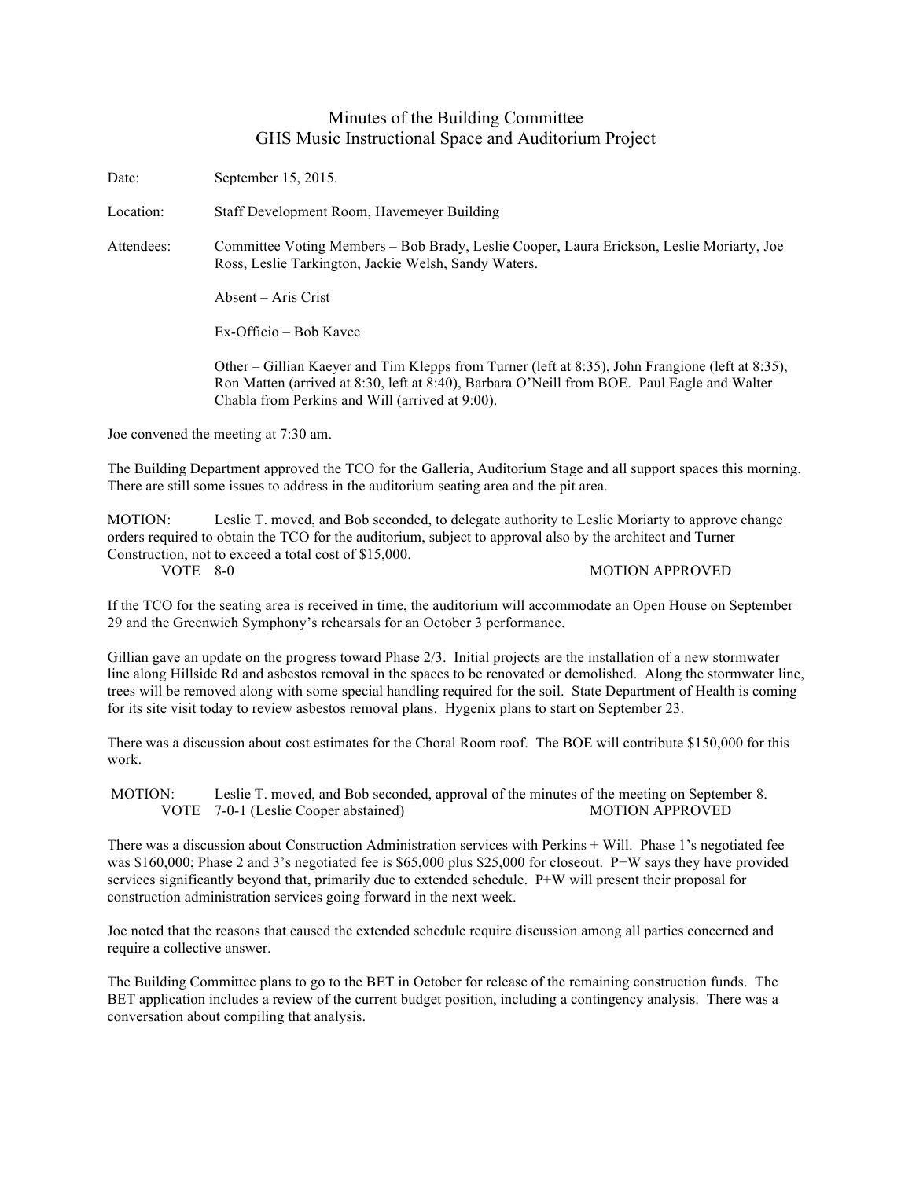# Minutes of the Building Committee
## GHS Music Instructional Space and Auditorium Project

Date: September 15, 2015.

Location: Staff Development Room, Havemeyer Building

Attendees: Committee Voting Members – Bob Brady, Leslie Cooper, Laura Erickson, Leslie Moriarty, Joe Ross, Leslie Tarkington, Jackie Welsh, Sandy Waters.

Absent – Aris Crist

Ex-Officio – Bob Kavee

Other – Gillian Kaeyer and Tim Klepps from Turner (left at 8:35), John Frangione (left at 8:35), Ron Matten (arrived at 8:30, left at 8:40), Barbara O'Neill from BOE. Paul Eagle and Walter Chabla from Perkins and Will (arrived at 9:00).

Joe convened the meeting at 7:30 am.

The Building Department approved the TCO for the Galleria, Auditorium Stage and all support spaces this morning. There are still some issues to address in the auditorium seating area and the pit area.

MOTION: Leslie T. moved, and Bob seconded, to delegate authority to Leslie Moriarty to approve change orders required to obtain the TCO for the auditorium, subject to approval also by the architect and Turner Construction, not to exceed a total cost of $15,000.
VOTE 8-0 MOTION APPROVED

If the TCO for the seating area is received in time, the auditorium will accommodate an Open House on September 29 and the Greenwich Symphony's rehearsals for an October 3 performance.

Gillian gave an update on the progress toward Phase 2/3. Initial projects are the installation of a new stormwater line along Hillside Rd and asbestos removal in the spaces to be renovated or demolished. Along the stormwater line, trees will be removed along with some special handling required for the soil. State Department of Health is coming for its site visit today to review asbestos removal plans. Hygenix plans to start on September 23.

There was a discussion about cost estimates for the Choral Room roof. The BOE will contribute $150,000 for this work.

MOTION: Leslie T. moved, and Bob seconded, approval of the minutes of the meeting on September 8.
VOTE 7-0-1 (Leslie Cooper abstained) MOTION APPROVED

There was a discussion about Construction Administration services with Perkins + Will. Phase 1's negotiated fee was $160,000; Phase 2 and 3's negotiated fee is $65,000 plus $25,000 for closeout. P+W says they have provided services significantly beyond that, primarily due to extended schedule. P+W will present their proposal for construction administration services going forward in the next week.

Joe noted that the reasons that caused the extended schedule require discussion among all parties concerned and require a collective answer.

The Building Committee plans to go to the BET in October for release of the remaining construction funds. The BET application includes a review of the current budget position, including a contingency analysis. There was a conversation about compiling that analysis.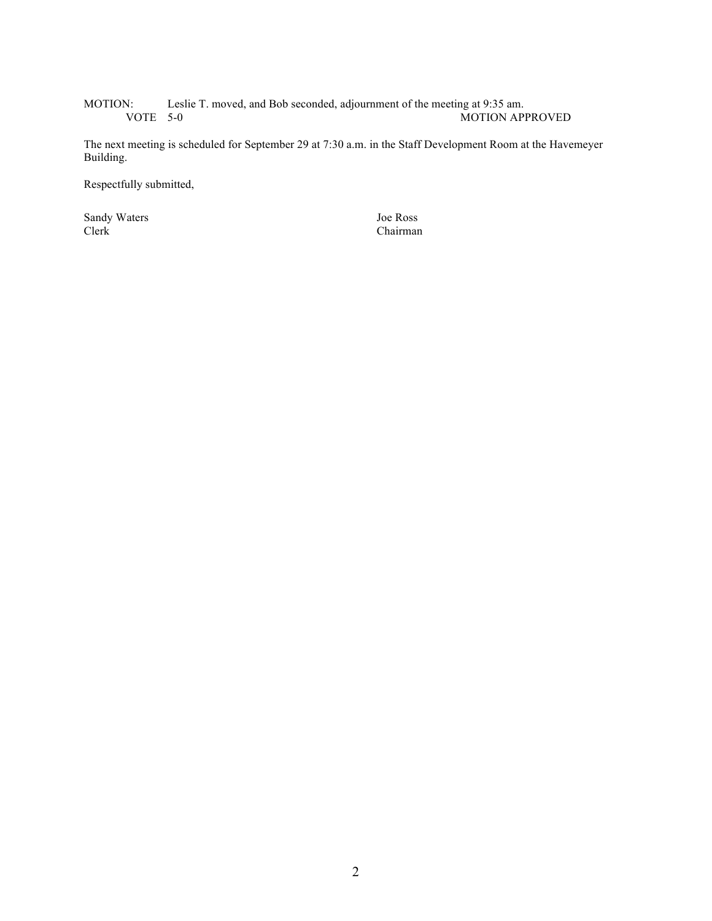MOTION: Leslie T. moved, and Bob seconded, adjournment of the meeting at 9:35 am.
VOTE 5-0 MOTION APPROVED

The next meeting is scheduled for September 29 at 7:30 a.m. in the Staff Development Room at the Havemeyer Building.

Respectfully submitted,

Sandy Waters
Clerk

Joe Ross
Chairman